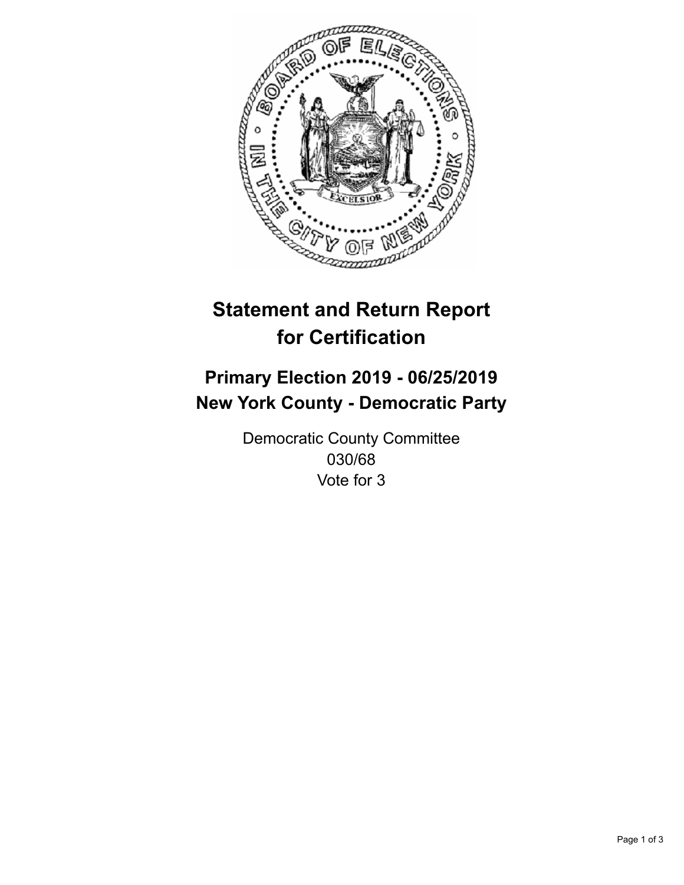# Statement and Return Report for Certification

## Primary Election 2019 - 06/25/2019
## New York County - Democratic Party

Democratic County Committee
030/68
Vote for 3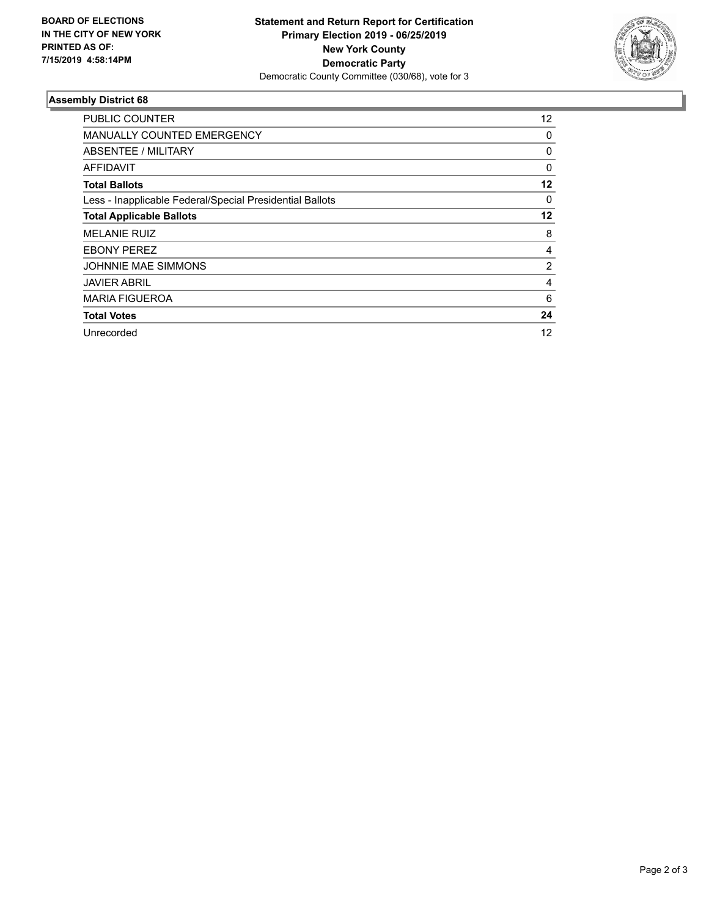**BOARD OF ELECTIONS IN THE CITY OF NEW YORK PRINTED AS OF: 7/15/2019 4:58:14PM**

**Statement and Return Report for Certification**
**Primary Election 2019 - 06/25/2019**
**New York County**
**Democratic Party**
Democratic County Committee (030/68), vote for 3

### Assembly District 68

| | |
|---|---|
| PUBLIC COUNTER | 12 |
| MANUALLY COUNTED EMERGENCY | 0 |
| ABSENTEE / MILITARY | 0 |
| AFFIDAVIT | 0 |
| **Total Ballots** | **12** |
| Less - Inapplicable Federal/Special Presidential Ballots | 0 |
| **Total Applicable Ballots** | **12** |
| MELANIE RUIZ | 8 |
| EBONY PEREZ | 4 |
| JOHNNIE MAE SIMMONS | 2 |
| JAVIER ABRIL | 4 |
| MARIA FIGUEROA | 6 |
| **Total Votes** | **24** |
| Unrecorded | 12 |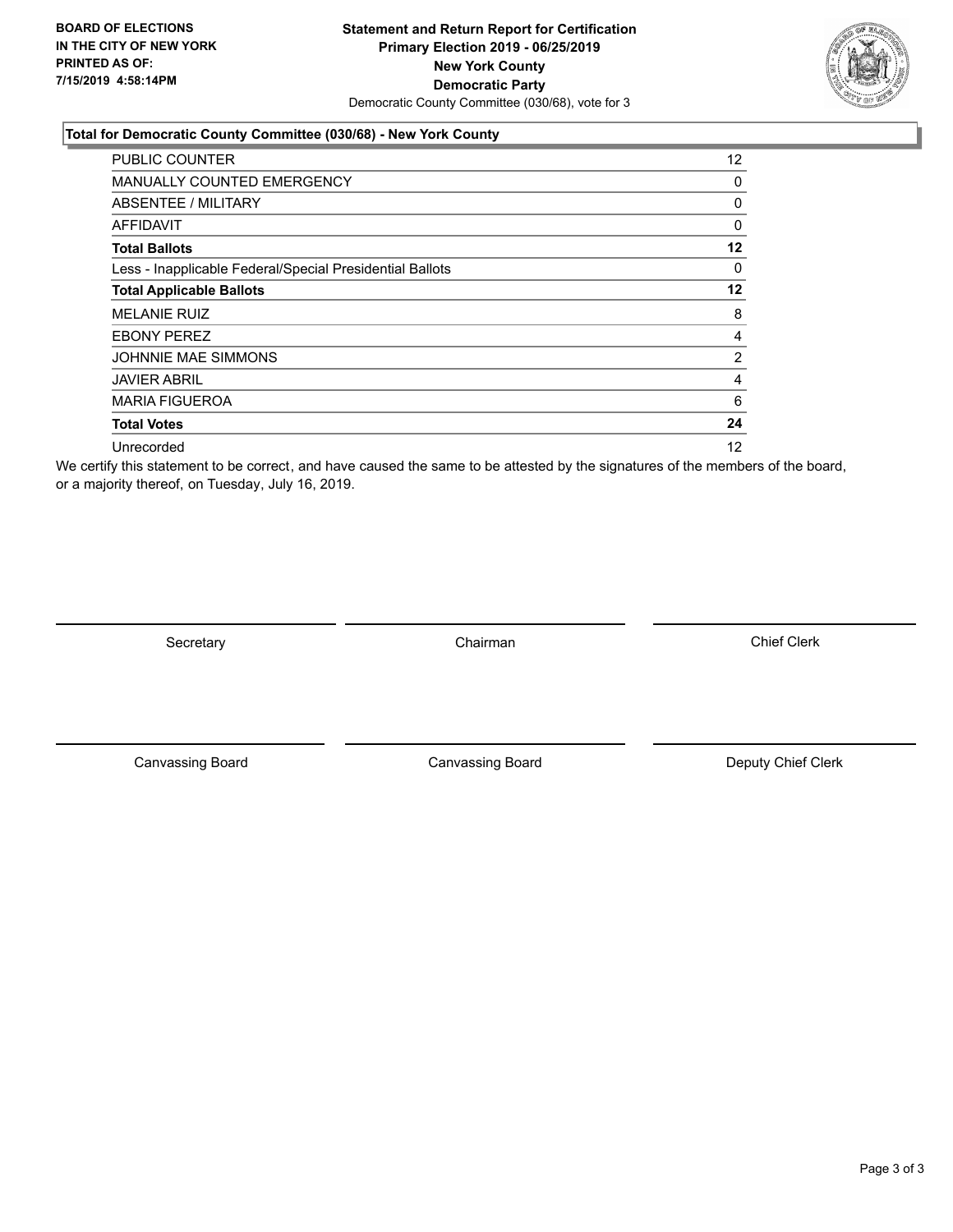**BOARD OF ELECTIONS IN THE CITY OF NEW YORK PRINTED AS OF: 7/15/2019 4:58:14PM**

**Statement and Return Report for Certification**
**Primary Election 2019 - 06/25/2019**
**New York County**
**Democratic Party**
Democratic County Committee (030/68), vote for 3

### Total for Democratic County Committee (030/68) - New York County

| | |
|---|---|
| PUBLIC COUNTER | 12 |
| MANUALLY COUNTED EMERGENCY | 0 |
| ABSENTEE / MILITARY | 0 |
| AFFIDAVIT | 0 |
| **Total Ballots** | **12** |
| Less - Inapplicable Federal/Special Presidential Ballots | 0 |
| **Total Applicable Ballots** | **12** |
| MELANIE RUIZ | 8 |
| EBONY PEREZ | 4 |
| JOHNNIE MAE SIMMONS | 2 |
| JAVIER ABRIL | 4 |
| MARIA FIGUEROA | 6 |
| **Total Votes** | **24** |
| Unrecorded | 12 |

We certify this statement to be correct, and have caused the same to be attested by the signatures of the members of the board, or a majority thereof, on Tuesday, July 16, 2019.

Secretary

Chairman

Chief Clerk

Canvassing Board

Canvassing Board

Deputy Chief Clerk